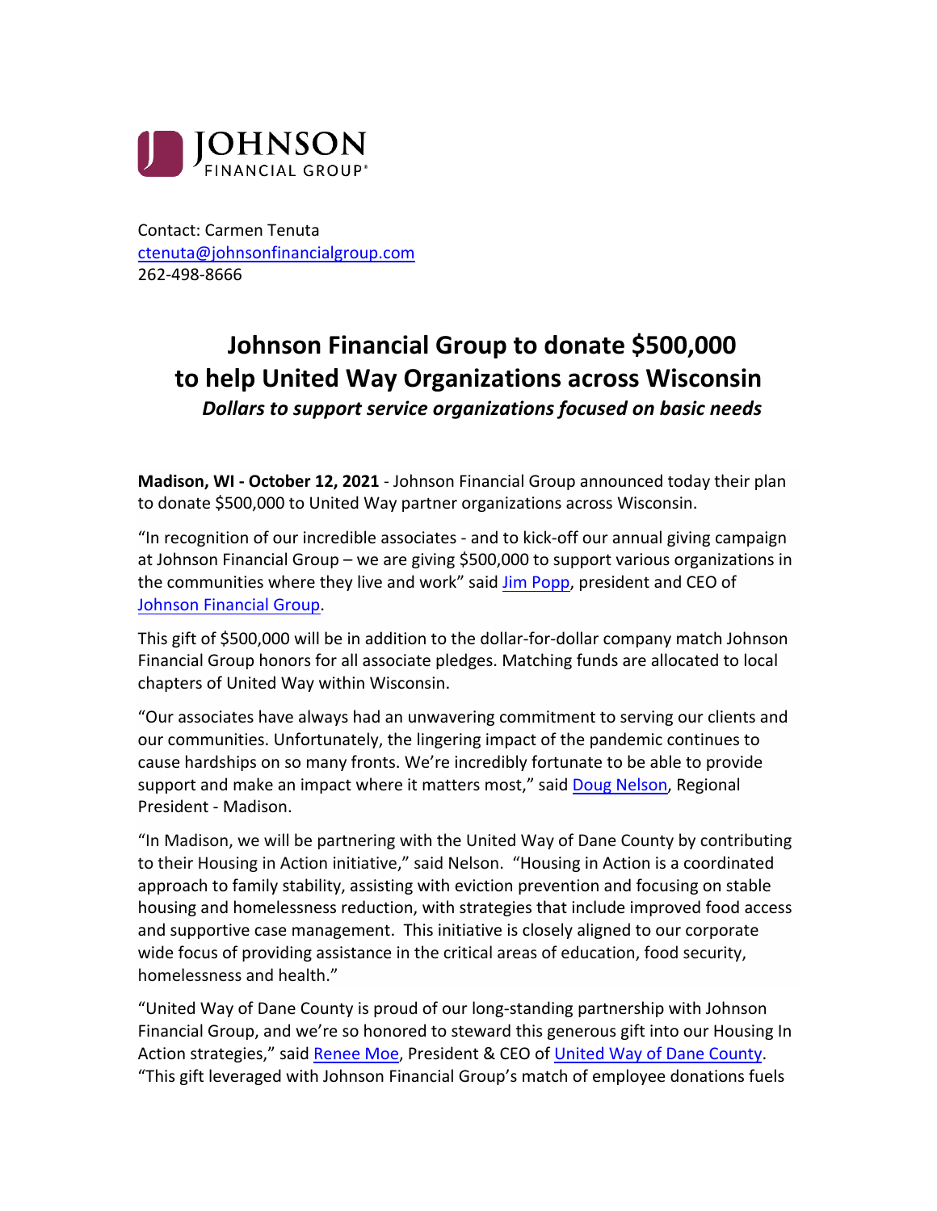JOHNSON FINANCIAL GROUP®

Contact: Carmen Tenuta
ctenuta@johnsonfinancialgroup.com
262-498-8666

# Johnson Financial Group to donate $500,000 to help United Way Organizations across Wisconsin

***Dollars to support service organizations focused on basic needs***

**Madison, WI - October 12, 2021** - Johnson Financial Group announced today their plan to donate $500,000 to United Way partner organizations across Wisconsin.

"In recognition of our incredible associates - and to kick-off our annual giving campaign at Johnson Financial Group – we are giving $500,000 to support various organizations in the communities where they live and work" said Jim Popp, president and CEO of Johnson Financial Group.

This gift of $500,000 will be in addition to the dollar-for-dollar company match Johnson Financial Group honors for all associate pledges. Matching funds are allocated to local chapters of United Way within Wisconsin.

"Our associates have always had an unwavering commitment to serving our clients and our communities. Unfortunately, the lingering impact of the pandemic continues to cause hardships on so many fronts. We're incredibly fortunate to be able to provide support and make an impact where it matters most," said Doug Nelson, Regional President - Madison.

"In Madison, we will be partnering with the United Way of Dane County by contributing to their Housing in Action initiative," said Nelson. "Housing in Action is a coordinated approach to family stability, assisting with eviction prevention and focusing on stable housing and homelessness reduction, with strategies that include improved food access and supportive case management. This initiative is closely aligned to our corporate wide focus of providing assistance in the critical areas of education, food security, homelessness and health."

"United Way of Dane County is proud of our long-standing partnership with Johnson Financial Group, and we're so honored to steward this generous gift into our Housing In Action strategies," said Renee Moe, President & CEO of United Way of Dane County. "This gift leveraged with Johnson Financial Group's match of employee donations fuels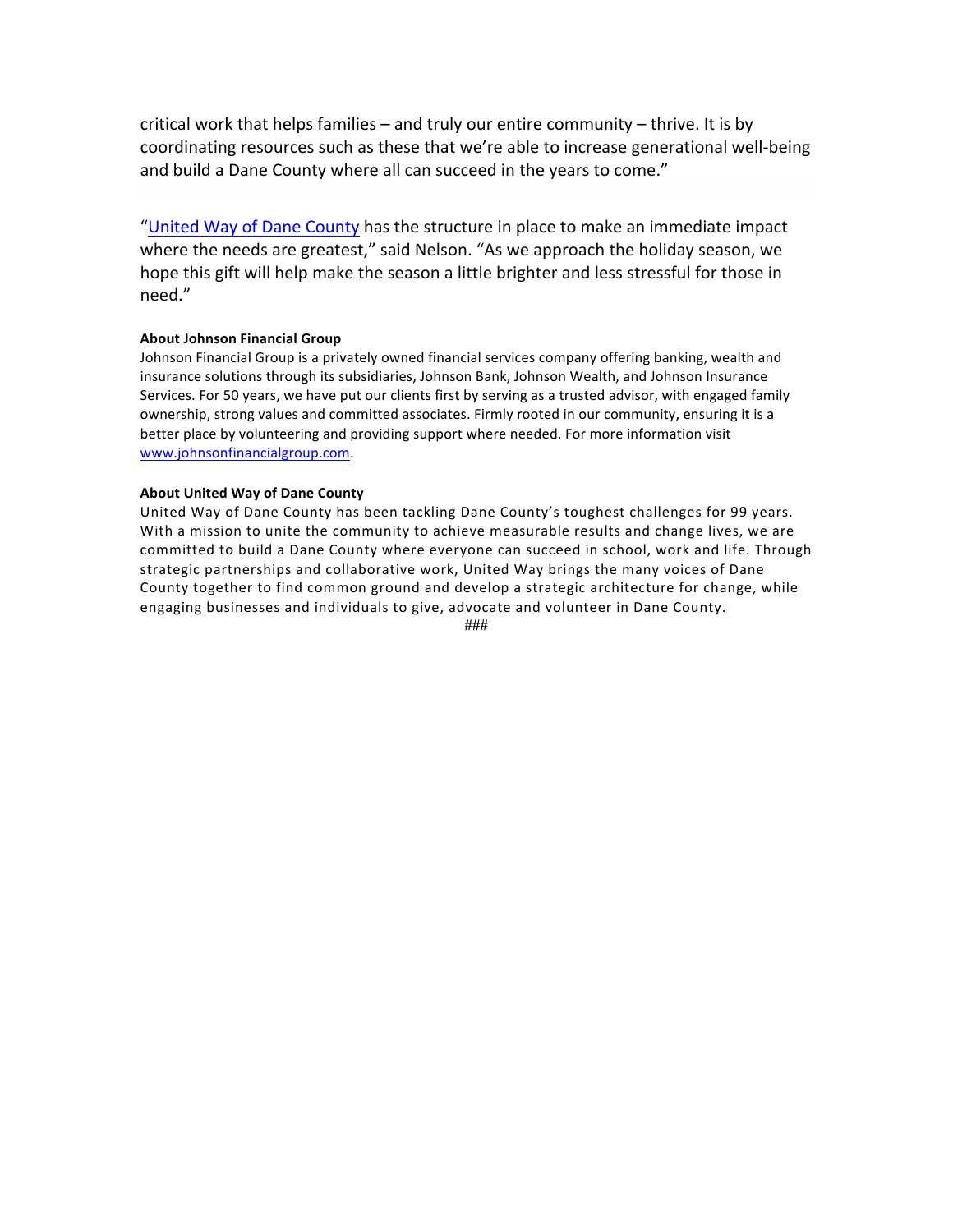critical work that helps families – and truly our entire community – thrive. It is by coordinating resources such as these that we're able to increase generational well-being and build a Dane County where all can succeed in the years to come."

"United Way of Dane County has the structure in place to make an immediate impact where the needs are greatest," said Nelson. "As we approach the holiday season, we hope this gift will help make the season a little brighter and less stressful for those in need."

**About Johnson Financial Group**

Johnson Financial Group is a privately owned financial services company offering banking, wealth and insurance solutions through its subsidiaries, Johnson Bank, Johnson Wealth, and Johnson Insurance Services. For 50 years, we have put our clients first by serving as a trusted advisor, with engaged family ownership, strong values and committed associates. Firmly rooted in our community, ensuring it is a better place by volunteering and providing support where needed. For more information visit www.johnsonfinancialgroup.com.

**About United Way of Dane County**

United Way of Dane County has been tackling Dane County's toughest challenges for 99 years. With a mission to unite the community to achieve measurable results and change lives, we are committed to build a Dane County where everyone can succeed in school, work and life. Through strategic partnerships and collaborative work, United Way brings the many voices of Dane County together to find common ground and develop a strategic architecture for change, while engaging businesses and individuals to give, advocate and volunteer in Dane County.

###